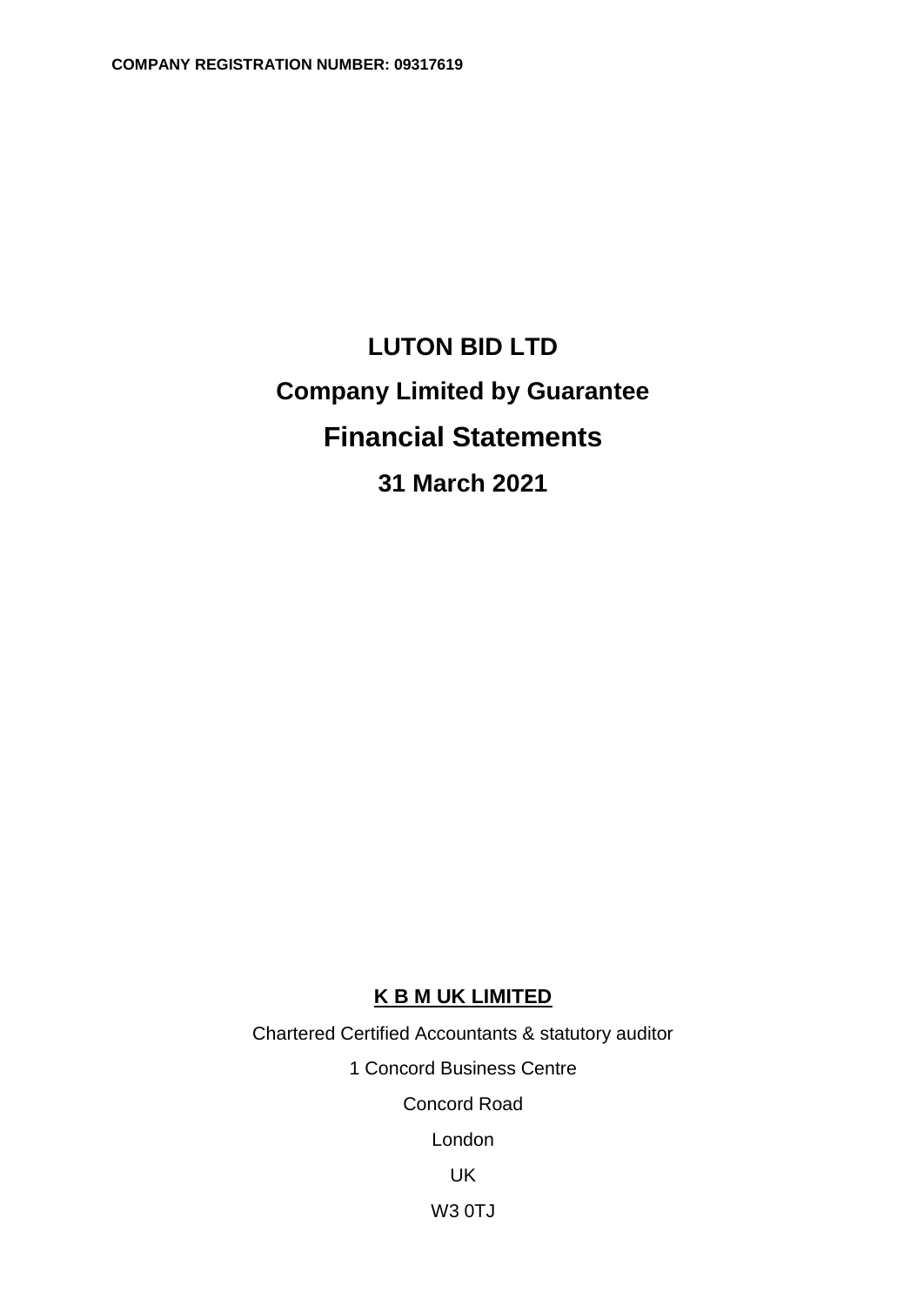COMPANY REGISTRATION NUMBER: 09317619

# LUTON BID LTD

## Company Limited by Guarantee

# Financial Statements

## 31 March 2021

**K B M UK LIMITED**

Chartered Certified Accountants & statutory auditor

1 Concord Business Centre

Concord Road

London

UK

W3 0TJ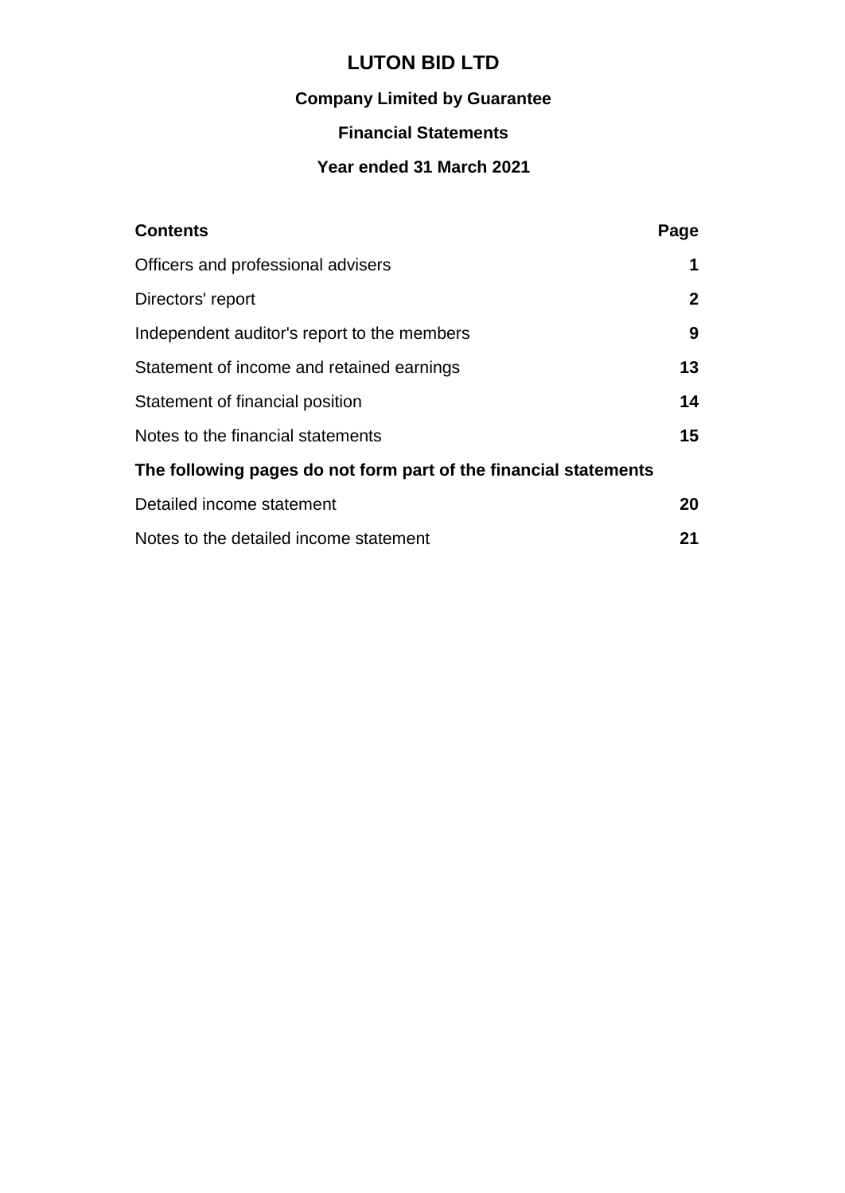# LUTON BID LTD

### Company Limited by Guarantee

### Financial Statements

### Year ended 31 March 2021

| **Contents** | **Page** |
|---|---|
| Officers and professional advisers | **1** |
| Directors' report | **2** |
| Independent auditor's report to the members | **9** |
| Statement of income and retained earnings | **13** |
| Statement of financial position | **14** |
| Notes to the financial statements | **15** |
| **The following pages do not form part of the financial statements** | |
| Detailed income statement | **20** |
| Notes to the detailed income statement | **21** |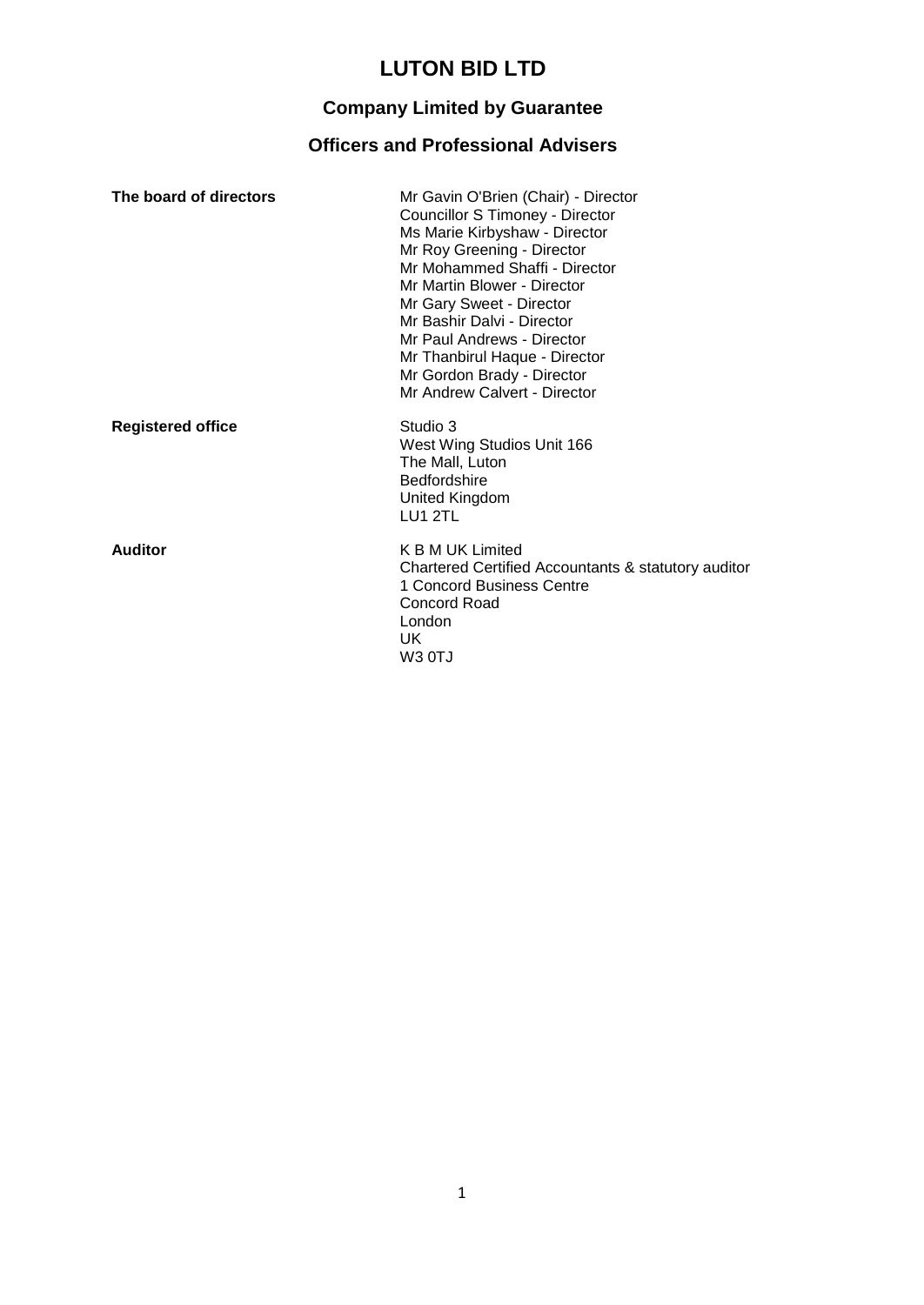# LUTON BID LTD

## Company Limited by Guarantee

## Officers and Professional Advisers

| | |
|---|---|
| **The board of directors** | Mr Gavin O'Brien (Chair) - Director<br>Councillor S Timoney - Director<br>Ms Marie Kirbyshaw - Director<br>Mr Roy Greening - Director<br>Mr Mohammed Shaffi - Director<br>Mr Martin Blower - Director<br>Mr Gary Sweet - Director<br>Mr Bashir Dalvi - Director<br>Mr Paul Andrews - Director<br>Mr Thanbirul Haque - Director<br>Mr Gordon Brady - Director<br>Mr Andrew Calvert - Director |
| **Registered office** | Studio 3<br>West Wing Studios Unit 166<br>The Mall, Luton<br>Bedfordshire<br>United Kingdom<br>LU1 2TL |
| **Auditor** | K B M UK Limited<br>Chartered Certified Accountants & statutory auditor<br>1 Concord Business Centre<br>Concord Road<br>London<br>UK<br>W3 0TJ |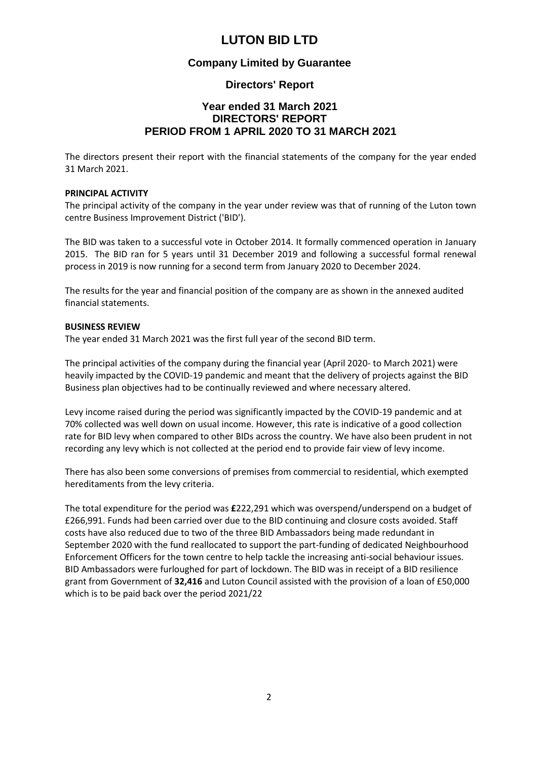# LUTON BID LTD

## Company Limited by Guarantee

## Directors' Report

### Year ended 31 March 2021
### DIRECTORS' REPORT
### PERIOD FROM 1 APRIL 2020 TO 31 MARCH 2021

The directors present their report with the financial statements of the company for the year ended 31 March 2021.

**PRINCIPAL ACTIVITY**

The principal activity of the company in the year under review was that of running of the Luton town centre Business Improvement District ('BID').

The BID was taken to a successful vote in October 2014. It formally commenced operation in January 2015. The BID ran for 5 years until 31 December 2019 and following a successful formal renewal process in 2019 is now running for a second term from January 2020 to December 2024.

The results for the year and financial position of the company are as shown in the annexed audited financial statements.

**BUSINESS REVIEW**

The year ended 31 March 2021 was the first full year of the second BID term.

The principal activities of the company during the financial year (April 2020- to March 2021) were heavily impacted by the COVID-19 pandemic and meant that the delivery of projects against the BID Business plan objectives had to be continually reviewed and where necessary altered.

Levy income raised during the period was significantly impacted by the COVID-19 pandemic and at 70% collected was well down on usual income. However, this rate is indicative of a good collection rate for BID levy when compared to other BIDs across the country. We have also been prudent in not recording any levy which is not collected at the period end to provide fair view of levy income.

There has also been some conversions of premises from commercial to residential, which exempted hereditaments from the levy criteria.

The total expenditure for the period was **£**222,291 which was overspend/underspend on a budget of £266,991. Funds had been carried over due to the BID continuing and closure costs avoided. Staff costs have also reduced due to two of the three BID Ambassadors being made redundant in September 2020 with the fund reallocated to support the part-funding of dedicated Neighbourhood Enforcement Officers for the town centre to help tackle the increasing anti-social behaviour issues. BID Ambassadors were furloughed for part of lockdown. The BID was in receipt of a BID resilience grant from Government of **32,416** and Luton Council assisted with the provision of a loan of £50,000 which is to be paid back over the period 2021/22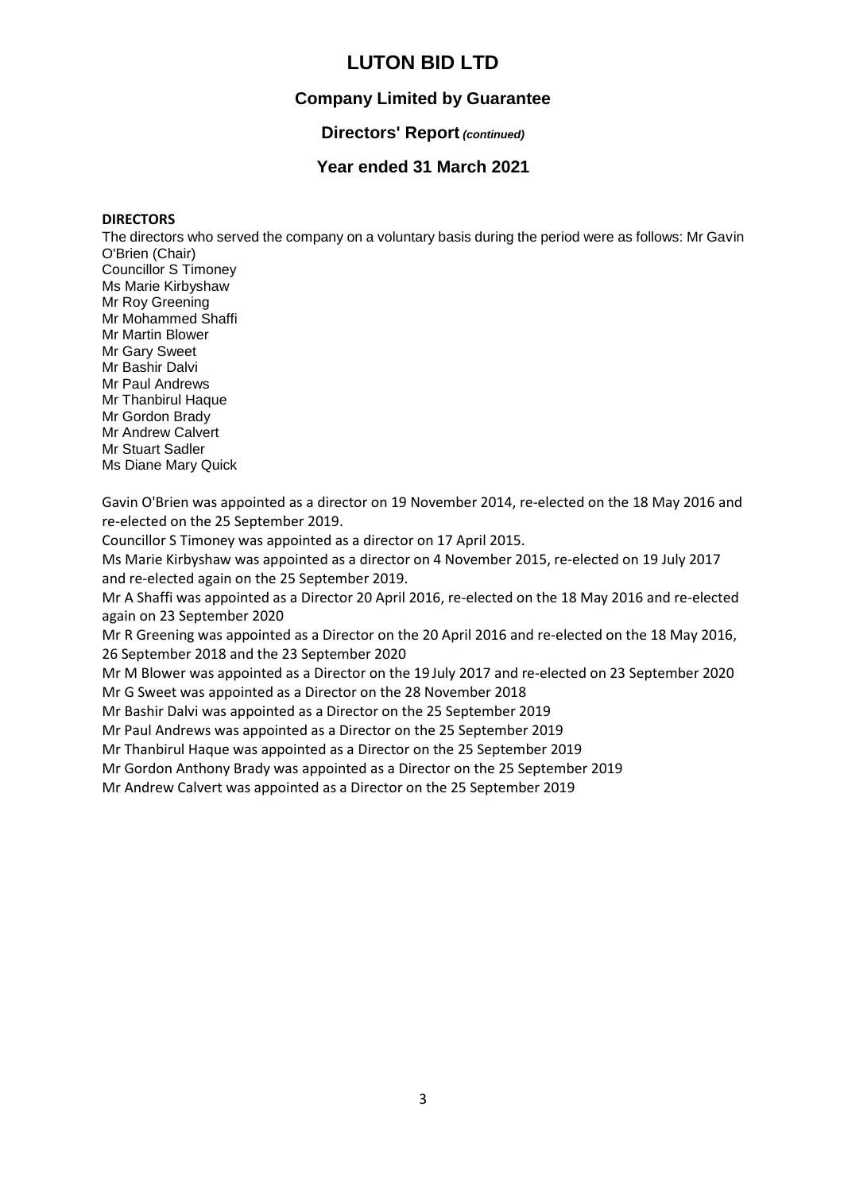# LUTON BID LTD

## Company Limited by Guarantee

### Directors' Report *(continued)*

### Year ended 31 March 2021

**DIRECTORS**

The directors who served the company on a voluntary basis during the period were as follows: Mr Gavin O'Brien (Chair)

Councillor S Timoney
Ms Marie Kirbyshaw
Mr Roy Greening
Mr Mohammed Shaffi
Mr Martin Blower
Mr Gary Sweet
Mr Bashir Dalvi
Mr Paul Andrews
Mr Thanbirul Haque
Mr Gordon Brady
Mr Andrew Calvert
Mr Stuart Sadler
Ms Diane Mary Quick

Gavin O'Brien was appointed as a director on 19 November 2014, re-elected on the 18 May 2016 and re-elected on the 25 September 2019.

Councillor S Timoney was appointed as a director on 17 April 2015.

Ms Marie Kirbyshaw was appointed as a director on 4 November 2015, re-elected on 19 July 2017 and re-elected again on the 25 September 2019.

Mr A Shaffi was appointed as a Director 20 April 2016, re-elected on the 18 May 2016 and re-elected again on 23 September 2020

Mr R Greening was appointed as a Director on the 20 April 2016 and re-elected on the 18 May 2016, 26 September 2018 and the 23 September 2020

Mr M Blower was appointed as a Director on the 19 July 2017 and re-elected on 23 September 2020

Mr G Sweet was appointed as a Director on the 28 November 2018

Mr Bashir Dalvi was appointed as a Director on the 25 September 2019

Mr Paul Andrews was appointed as a Director on the 25 September 2019

Mr Thanbirul Haque was appointed as a Director on the 25 September 2019

Mr Gordon Anthony Brady was appointed as a Director on the 25 September 2019

Mr Andrew Calvert was appointed as a Director on the 25 September 2019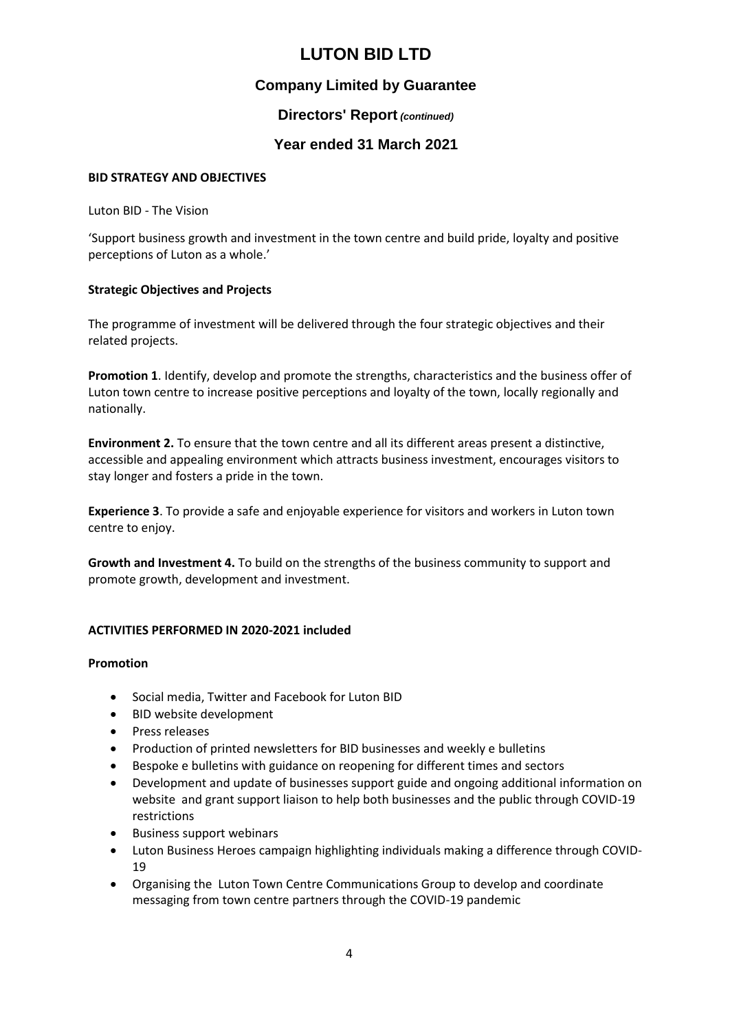# LUTON BID LTD

## Company Limited by Guarantee

### Directors' Report *(continued)*

### Year ended 31 March 2021

**BID STRATEGY AND OBJECTIVES**

Luton BID - The Vision

'Support business growth and investment in the town centre and build pride, loyalty and positive perceptions of Luton as a whole.'

**Strategic Objectives and Projects**

The programme of investment will be delivered through the four strategic objectives and their related projects.

**Promotion 1**. Identify, develop and promote the strengths, characteristics and the business offer of Luton town centre to increase positive perceptions and loyalty of the town, locally regionally and nationally.

**Environment 2.** To ensure that the town centre and all its different areas present a distinctive, accessible and appealing environment which attracts business investment, encourages visitors to stay longer and fosters a pride in the town.

**Experience 3**. To provide a safe and enjoyable experience for visitors and workers in Luton town centre to enjoy.

**Growth and Investment 4.** To build on the strengths of the business community to support and promote growth, development and investment.

**ACTIVITIES PERFORMED IN 2020-2021 included**

**Promotion**

- Social media, Twitter and Facebook for Luton BID
- BID website development
- Press releases
- Production of printed newsletters for BID businesses and weekly e bulletins
- Bespoke e bulletins with guidance on reopening for different times and sectors
- Development and update of businesses support guide and ongoing additional information on website and grant support liaison to help both businesses and the public through COVID-19 restrictions
- Business support webinars
- Luton Business Heroes campaign highlighting individuals making a difference through COVID-19
- Organising the Luton Town Centre Communications Group to develop and coordinate messaging from town centre partners through the COVID-19 pandemic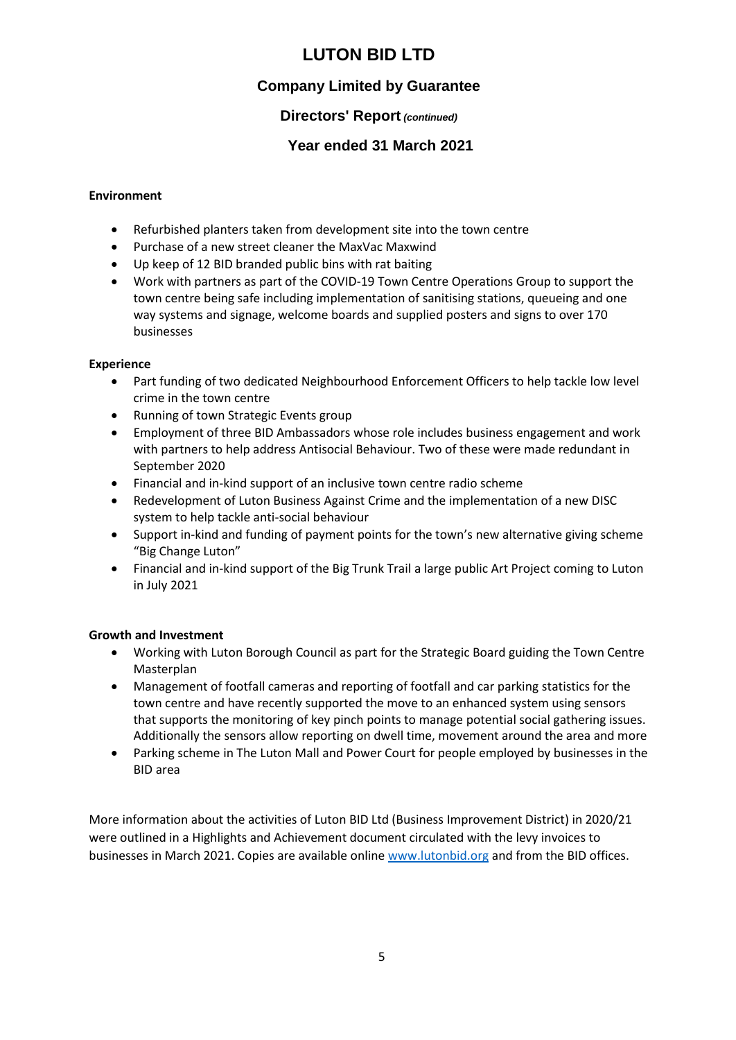**Environment**

- Refurbished planters taken from development site into the town centre
- Purchase of a new street cleaner the MaxVac Maxwind
- Up keep of 12 BID branded public bins with rat baiting
- Work with partners as part of the COVID-19 Town Centre Operations Group to support the town centre being safe including implementation of sanitising stations, queueing and one way systems and signage, welcome boards and supplied posters and signs to over 170 businesses

**Experience**

- Part funding of two dedicated Neighbourhood Enforcement Officers to help tackle low level crime in the town centre
- Running of town Strategic Events group
- Employment of three BID Ambassadors whose role includes business engagement and work with partners to help address Antisocial Behaviour. Two of these were made redundant in September 2020
- Financial and in-kind support of an inclusive town centre radio scheme
- Redevelopment of Luton Business Against Crime and the implementation of a new DISC system to help tackle anti-social behaviour
- Support in-kind and funding of payment points for the town's new alternative giving scheme "Big Change Luton"
- Financial and in-kind support of the Big Trunk Trail a large public Art Project coming to Luton in July 2021

**Growth and Investment**

- Working with Luton Borough Council as part for the Strategic Board guiding the Town Centre Masterplan
- Management of footfall cameras and reporting of footfall and car parking statistics for the town centre and have recently supported the move to an enhanced system using sensors that supports the monitoring of key pinch points to manage potential social gathering issues. Additionally the sensors allow reporting on dwell time, movement around the area and more
- Parking scheme in The Luton Mall and Power Court for people employed by businesses in the BID area

More information about the activities of Luton BID Ltd (Business Improvement District) in 2020/21 were outlined in a Highlights and Achievement document circulated with the levy invoices to businesses in March 2021. Copies are available online [www.lutonbid.org](http://www.lutonbid.org) and from the BID offices.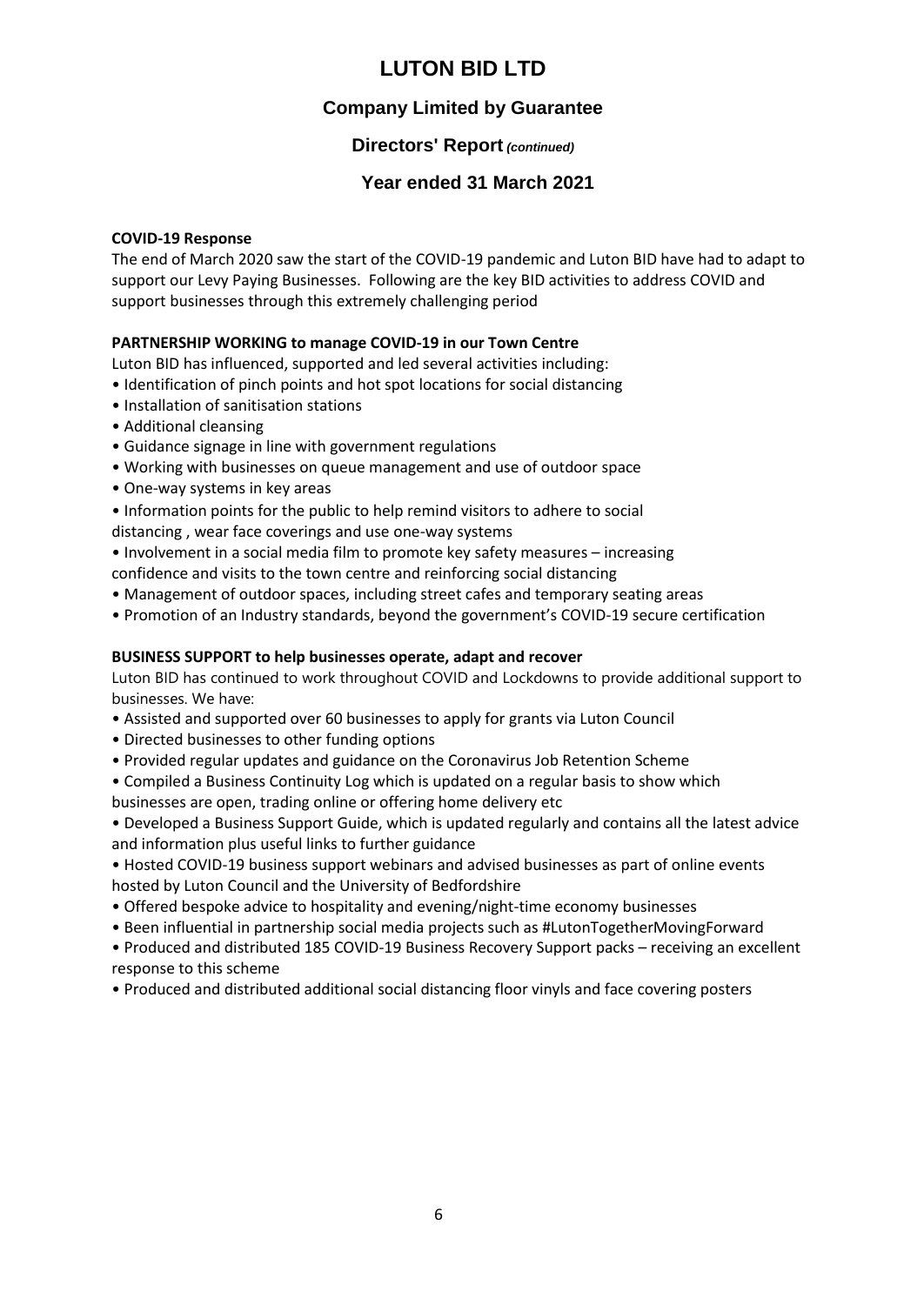# LUTON BID LTD

## Company Limited by Guarantee

### Directors' Report *(continued)*

### Year ended 31 March 2021

**COVID-19 Response**

The end of March 2020 saw the start of the COVID-19 pandemic and Luton BID have had to adapt to support our Levy Paying Businesses. Following are the key BID activities to address COVID and support businesses through this extremely challenging period

**PARTNERSHIP WORKING to manage COVID-19 in our Town Centre**

Luton BID has influenced, supported and led several activities including:

- Identification of pinch points and hot spot locations for social distancing
- Installation of sanitisation stations
- Additional cleansing
- Guidance signage in line with government regulations
- Working with businesses on queue management and use of outdoor space
- One-way systems in key areas
- Information points for the public to help remind visitors to adhere to social distancing , wear face coverings and use one-way systems
- Involvement in a social media film to promote key safety measures – increasing confidence and visits to the town centre and reinforcing social distancing
- Management of outdoor spaces, including street cafes and temporary seating areas
- Promotion of an Industry standards, beyond the government's COVID-19 secure certification

**BUSINESS SUPPORT to help businesses operate, adapt and recover**

Luton BID has continued to work throughout COVID and Lockdowns to provide additional support to businesses. We have:

- Assisted and supported over 60 businesses to apply for grants via Luton Council
- Directed businesses to other funding options
- Provided regular updates and guidance on the Coronavirus Job Retention Scheme
- Compiled a Business Continuity Log which is updated on a regular basis to show which businesses are open, trading online or offering home delivery etc
- Developed a Business Support Guide, which is updated regularly and contains all the latest advice and information plus useful links to further guidance
- Hosted COVID-19 business support webinars and advised businesses as part of online events hosted by Luton Council and the University of Bedfordshire
- Offered bespoke advice to hospitality and evening/night-time economy businesses
- Been influential in partnership social media projects such as #LutonTogetherMovingForward
- Produced and distributed 185 COVID-19 Business Recovery Support packs – receiving an excellent response to this scheme
- Produced and distributed additional social distancing floor vinyls and face covering posters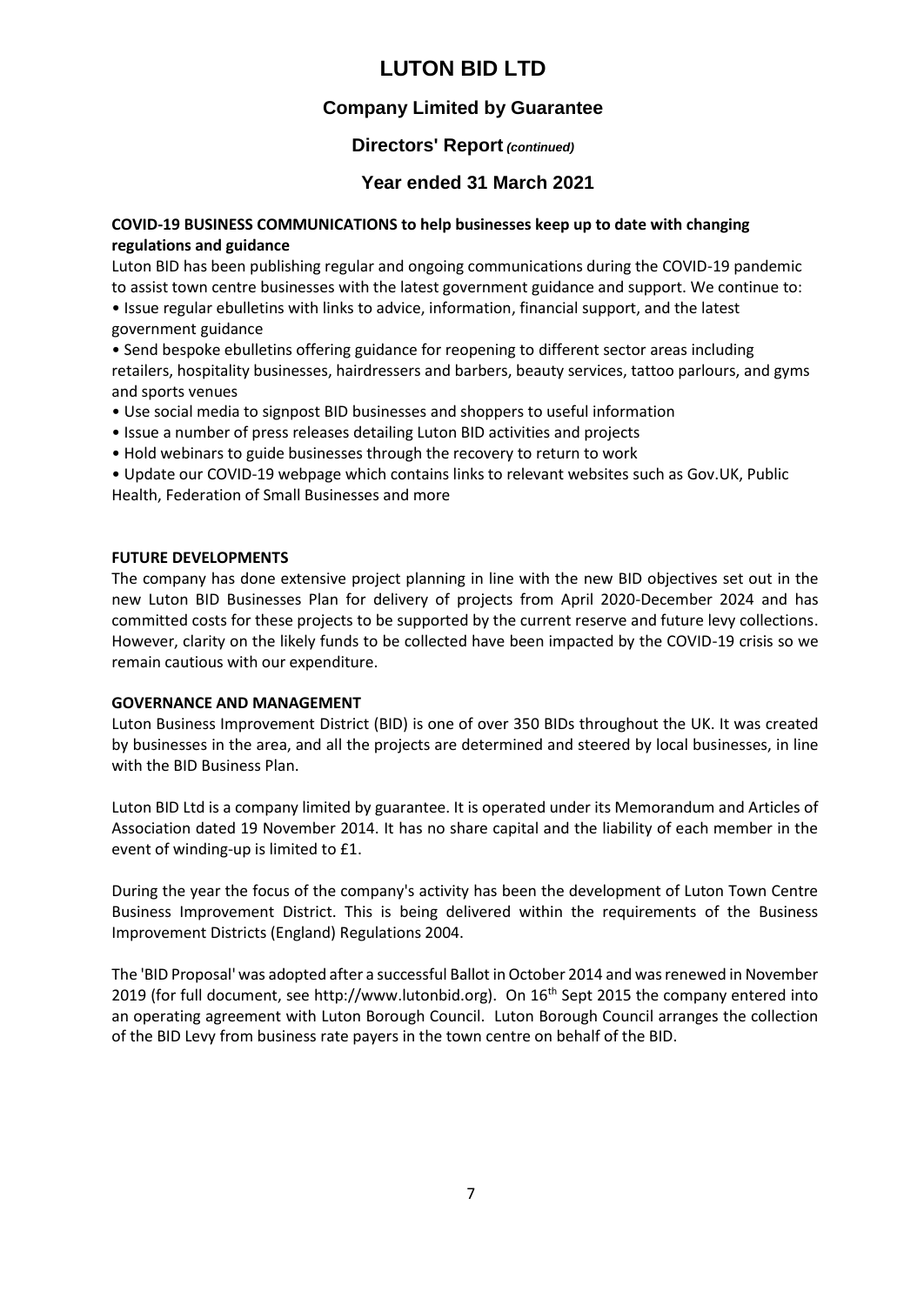# LUTON BID LTD

## Company Limited by Guarantee

### Directors' Report *(continued)*

### Year ended 31 March 2021

**COVID-19 BUSINESS COMMUNICATIONS to help businesses keep up to date with changing regulations and guidance**

Luton BID has been publishing regular and ongoing communications during the COVID-19 pandemic to assist town centre businesses with the latest government guidance and support. We continue to:

- Issue regular ebulletins with links to advice, information, financial support, and the latest government guidance
- Send bespoke ebulletins offering guidance for reopening to different sector areas including retailers, hospitality businesses, hairdressers and barbers, beauty services, tattoo parlours, and gyms and sports venues
- Use social media to signpost BID businesses and shoppers to useful information
- Issue a number of press releases detailing Luton BID activities and projects
- Hold webinars to guide businesses through the recovery to return to work
- Update our COVID-19 webpage which contains links to relevant websites such as Gov.UK, Public Health, Federation of Small Businesses and more

**FUTURE DEVELOPMENTS**

The company has done extensive project planning in line with the new BID objectives set out in the new Luton BID Businesses Plan for delivery of projects from April 2020-December 2024 and has committed costs for these projects to be supported by the current reserve and future levy collections. However, clarity on the likely funds to be collected have been impacted by the COVID-19 crisis so we remain cautious with our expenditure.

**GOVERNANCE AND MANAGEMENT**

Luton Business Improvement District (BID) is one of over 350 BIDs throughout the UK. It was created by businesses in the area, and all the projects are determined and steered by local businesses, in line with the BID Business Plan.

Luton BID Ltd is a company limited by guarantee. It is operated under its Memorandum and Articles of Association dated 19 November 2014. It has no share capital and the liability of each member in the event of winding-up is limited to £1.

During the year the focus of the company's activity has been the development of Luton Town Centre Business Improvement District. This is being delivered within the requirements of the Business Improvement Districts (England) Regulations 2004.

The 'BID Proposal' was adopted after a successful Ballot in October 2014 and was renewed in November 2019 (for full document, see http://www.lutonbid.org). On 16th Sept 2015 the company entered into an operating agreement with Luton Borough Council. Luton Borough Council arranges the collection of the BID Levy from business rate payers in the town centre on behalf of the BID.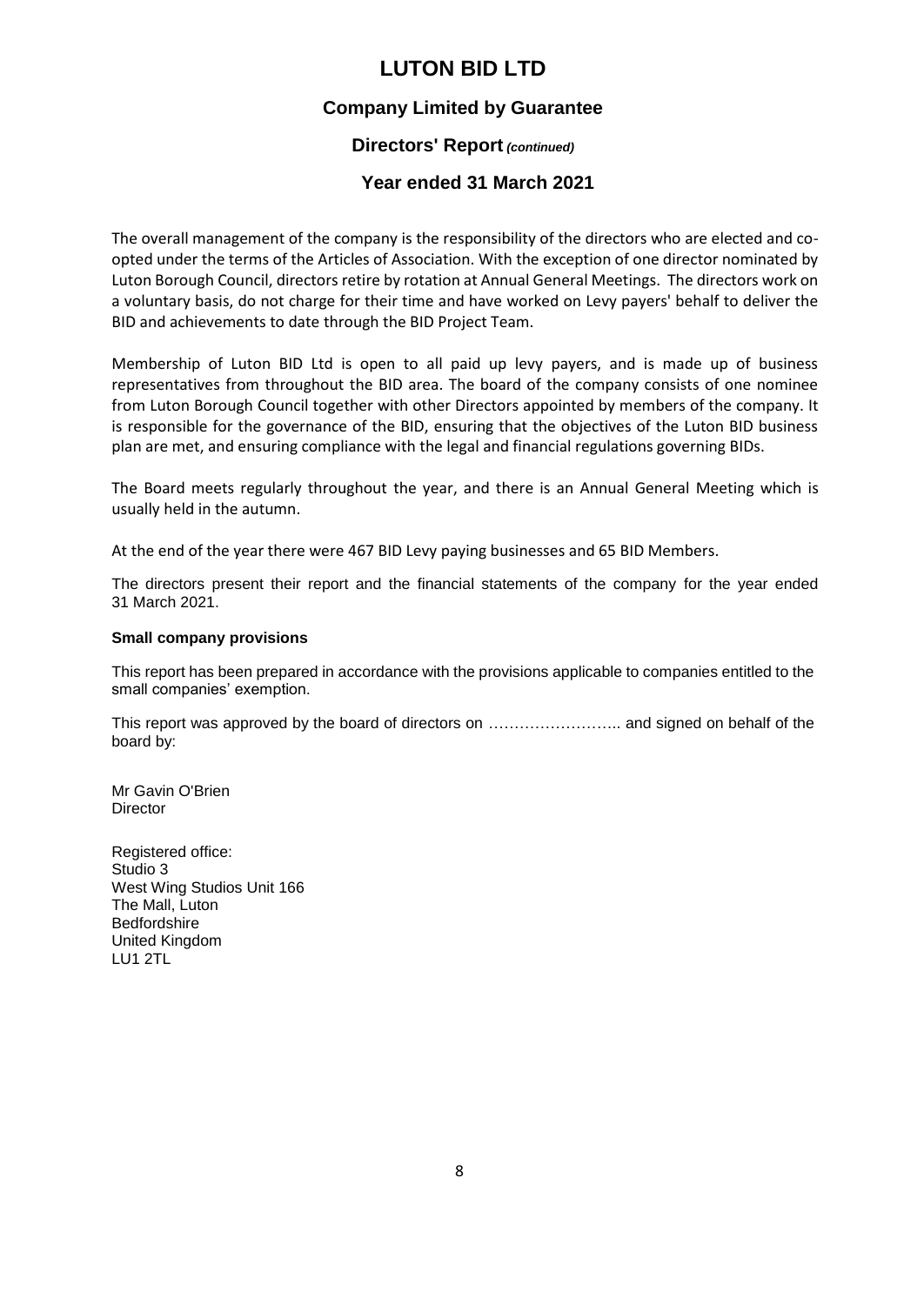# LUTON BID LTD

## Company Limited by Guarantee

### Directors' Report *(continued)*

### Year ended 31 March 2021

The overall management of the company is the responsibility of the directors who are elected and co-opted under the terms of the Articles of Association. With the exception of one director nominated by Luton Borough Council, directors retire by rotation at Annual General Meetings. The directors work on a voluntary basis, do not charge for their time and have worked on Levy payers' behalf to deliver the BID and achievements to date through the BID Project Team.

Membership of Luton BID Ltd is open to all paid up levy payers, and is made up of business representatives from throughout the BID area. The board of the company consists of one nominee from Luton Borough Council together with other Directors appointed by members of the company. It is responsible for the governance of the BID, ensuring that the objectives of the Luton BID business plan are met, and ensuring compliance with the legal and financial regulations governing BIDs.

The Board meets regularly throughout the year, and there is an Annual General Meeting which is usually held in the autumn.

At the end of the year there were 467 BID Levy paying businesses and 65 BID Members.

The directors present their report and the financial statements of the company for the year ended 31 March 2021.

**Small company provisions**

This report has been prepared in accordance with the provisions applicable to companies entitled to the small companies' exemption.

This report was approved by the board of directors on …………………….. and signed on behalf of the board by:

Mr Gavin O'Brien
Director

Registered office:
Studio 3
West Wing Studios Unit 166
The Mall, Luton
Bedfordshire
United Kingdom
LU1 2TL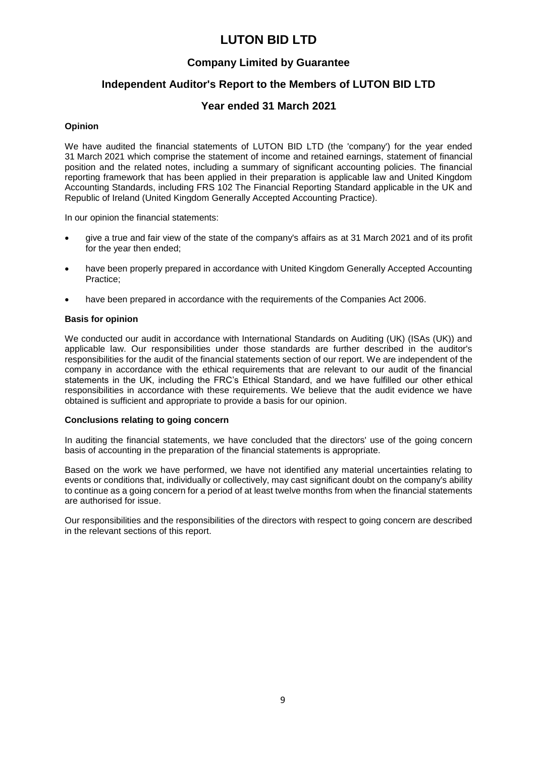# LUTON BID LTD

## Company Limited by Guarantee

## Independent Auditor's Report to the Members of LUTON BID LTD

## Year ended 31 March 2021

### Opinion

We have audited the financial statements of LUTON BID LTD (the 'company') for the year ended 31 March 2021 which comprise the statement of income and retained earnings, statement of financial position and the related notes, including a summary of significant accounting policies. The financial reporting framework that has been applied in their preparation is applicable law and United Kingdom Accounting Standards, including FRS 102 The Financial Reporting Standard applicable in the UK and Republic of Ireland (United Kingdom Generally Accepted Accounting Practice).

In our opinion the financial statements:

- give a true and fair view of the state of the company's affairs as at 31 March 2021 and of its profit for the year then ended;
- have been properly prepared in accordance with United Kingdom Generally Accepted Accounting Practice;
- have been prepared in accordance with the requirements of the Companies Act 2006.

### Basis for opinion

We conducted our audit in accordance with International Standards on Auditing (UK) (ISAs (UK)) and applicable law. Our responsibilities under those standards are further described in the auditor's responsibilities for the audit of the financial statements section of our report. We are independent of the company in accordance with the ethical requirements that are relevant to our audit of the financial statements in the UK, including the FRC's Ethical Standard, and we have fulfilled our other ethical responsibilities in accordance with these requirements. We believe that the audit evidence we have obtained is sufficient and appropriate to provide a basis for our opinion.

### Conclusions relating to going concern

In auditing the financial statements, we have concluded that the directors' use of the going concern basis of accounting in the preparation of the financial statements is appropriate.

Based on the work we have performed, we have not identified any material uncertainties relating to events or conditions that, individually or collectively, may cast significant doubt on the company's ability to continue as a going concern for a period of at least twelve months from when the financial statements are authorised for issue.

Our responsibilities and the responsibilities of the directors with respect to going concern are described in the relevant sections of this report.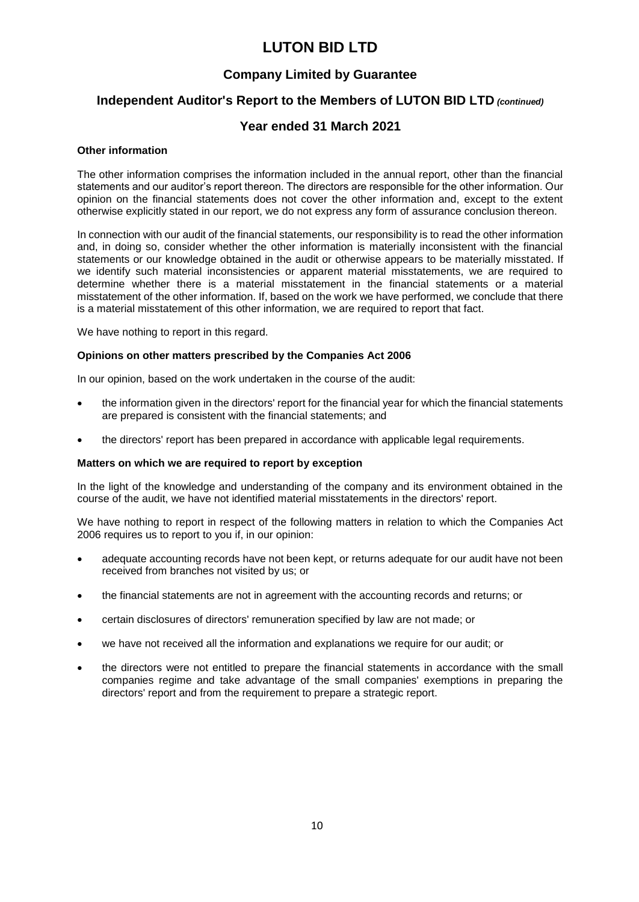# LUTON BID LTD

## Company Limited by Guarantee

## Independent Auditor's Report to the Members of LUTON BID LTD *(continued)*

## Year ended 31 March 2021

**Other information**

The other information comprises the information included in the annual report, other than the financial statements and our auditor's report thereon. The directors are responsible for the other information. Our opinion on the financial statements does not cover the other information and, except to the extent otherwise explicitly stated in our report, we do not express any form of assurance conclusion thereon.

In connection with our audit of the financial statements, our responsibility is to read the other information and, in doing so, consider whether the other information is materially inconsistent with the financial statements or our knowledge obtained in the audit or otherwise appears to be materially misstated. If we identify such material inconsistencies or apparent material misstatements, we are required to determine whether there is a material misstatement in the financial statements or a material misstatement of the other information. If, based on the work we have performed, we conclude that there is a material misstatement of this other information, we are required to report that fact.

We have nothing to report in this regard.

**Opinions on other matters prescribed by the Companies Act 2006**

In our opinion, based on the work undertaken in the course of the audit:

- the information given in the directors' report for the financial year for which the financial statements are prepared is consistent with the financial statements; and
- the directors' report has been prepared in accordance with applicable legal requirements.

**Matters on which we are required to report by exception**

In the light of the knowledge and understanding of the company and its environment obtained in the course of the audit, we have not identified material misstatements in the directors' report.

We have nothing to report in respect of the following matters in relation to which the Companies Act 2006 requires us to report to you if, in our opinion:

- adequate accounting records have not been kept, or returns adequate for our audit have not been received from branches not visited by us; or
- the financial statements are not in agreement with the accounting records and returns; or
- certain disclosures of directors' remuneration specified by law are not made; or
- we have not received all the information and explanations we require for our audit; or
- the directors were not entitled to prepare the financial statements in accordance with the small companies regime and take advantage of the small companies' exemptions in preparing the directors' report and from the requirement to prepare a strategic report.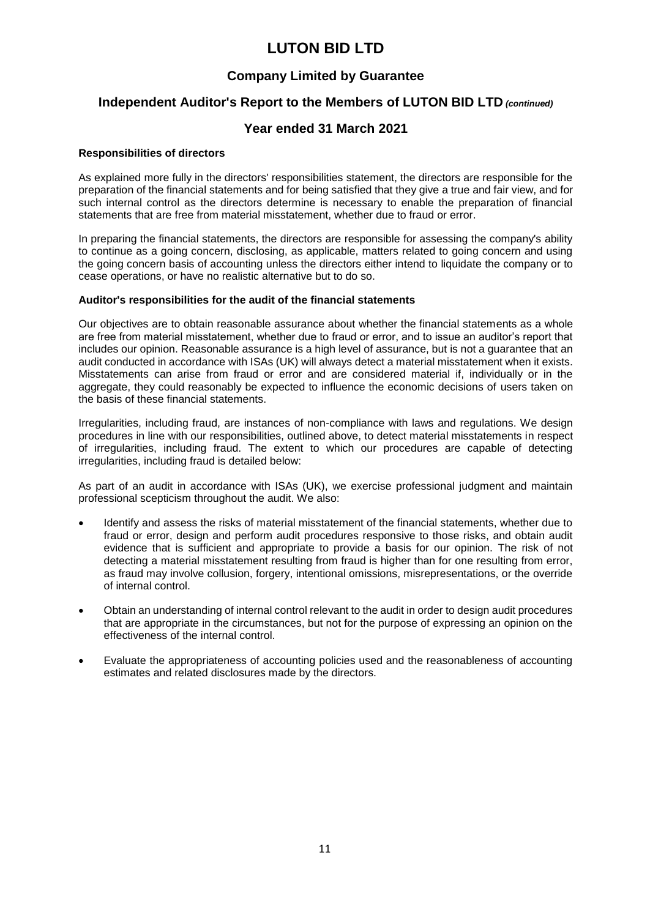# LUTON BID LTD

## Company Limited by Guarantee

## Independent Auditor's Report to the Members of LUTON BID LTD *(continued)*

## Year ended 31 March 2021

**Responsibilities of directors**

As explained more fully in the directors' responsibilities statement, the directors are responsible for the preparation of the financial statements and for being satisfied that they give a true and fair view, and for such internal control as the directors determine is necessary to enable the preparation of financial statements that are free from material misstatement, whether due to fraud or error.

In preparing the financial statements, the directors are responsible for assessing the company's ability to continue as a going concern, disclosing, as applicable, matters related to going concern and using the going concern basis of accounting unless the directors either intend to liquidate the company or to cease operations, or have no realistic alternative but to do so.

**Auditor's responsibilities for the audit of the financial statements**

Our objectives are to obtain reasonable assurance about whether the financial statements as a whole are free from material misstatement, whether due to fraud or error, and to issue an auditor's report that includes our opinion. Reasonable assurance is a high level of assurance, but is not a guarantee that an audit conducted in accordance with ISAs (UK) will always detect a material misstatement when it exists. Misstatements can arise from fraud or error and are considered material if, individually or in the aggregate, they could reasonably be expected to influence the economic decisions of users taken on the basis of these financial statements.

Irregularities, including fraud, are instances of non-compliance with laws and regulations. We design procedures in line with our responsibilities, outlined above, to detect material misstatements in respect of irregularities, including fraud. The extent to which our procedures are capable of detecting irregularities, including fraud is detailed below:

As part of an audit in accordance with ISAs (UK), we exercise professional judgment and maintain professional scepticism throughout the audit. We also:

- Identify and assess the risks of material misstatement of the financial statements, whether due to fraud or error, design and perform audit procedures responsive to those risks, and obtain audit evidence that is sufficient and appropriate to provide a basis for our opinion. The risk of not detecting a material misstatement resulting from fraud is higher than for one resulting from error, as fraud may involve collusion, forgery, intentional omissions, misrepresentations, or the override of internal control.

- Obtain an understanding of internal control relevant to the audit in order to design audit procedures that are appropriate in the circumstances, but not for the purpose of expressing an opinion on the effectiveness of the internal control.

- Evaluate the appropriateness of accounting policies used and the reasonableness of accounting estimates and related disclosures made by the directors.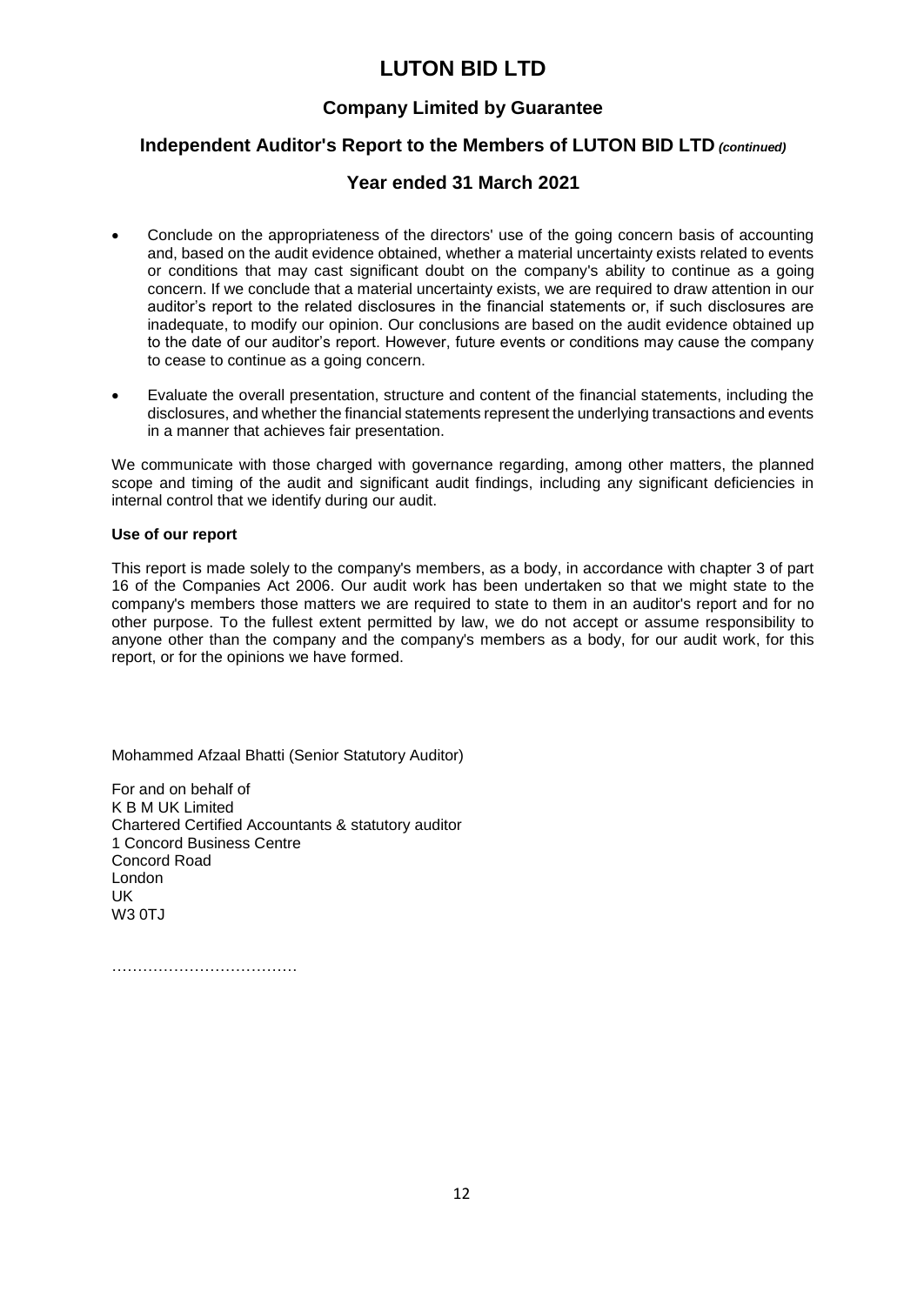- Conclude on the appropriateness of the directors' use of the going concern basis of accounting and, based on the audit evidence obtained, whether a material uncertainty exists related to events or conditions that may cast significant doubt on the company's ability to continue as a going concern. If we conclude that a material uncertainty exists, we are required to draw attention in our auditor's report to the related disclosures in the financial statements or, if such disclosures are inadequate, to modify our opinion. Our conclusions are based on the audit evidence obtained up to the date of our auditor's report. However, future events or conditions may cause the company to cease to continue as a going concern.
- Evaluate the overall presentation, structure and content of the financial statements, including the disclosures, and whether the financial statements represent the underlying transactions and events in a manner that achieves fair presentation.

We communicate with those charged with governance regarding, among other matters, the planned scope and timing of the audit and significant audit findings, including any significant deficiencies in internal control that we identify during our audit.

**Use of our report**

This report is made solely to the company's members, as a body, in accordance with chapter 3 of part 16 of the Companies Act 2006. Our audit work has been undertaken so that we might state to the company's members those matters we are required to state to them in an auditor's report and for no other purpose. To the fullest extent permitted by law, we do not accept or assume responsibility to anyone other than the company and the company's members as a body, for our audit work, for this report, or for the opinions we have formed.

Mohammed Afzaal Bhatti (Senior Statutory Auditor)

For and on behalf of
K B M UK Limited
Chartered Certified Accountants & statutory auditor
1 Concord Business Centre
Concord Road
London
UK
W3 0TJ

………………………………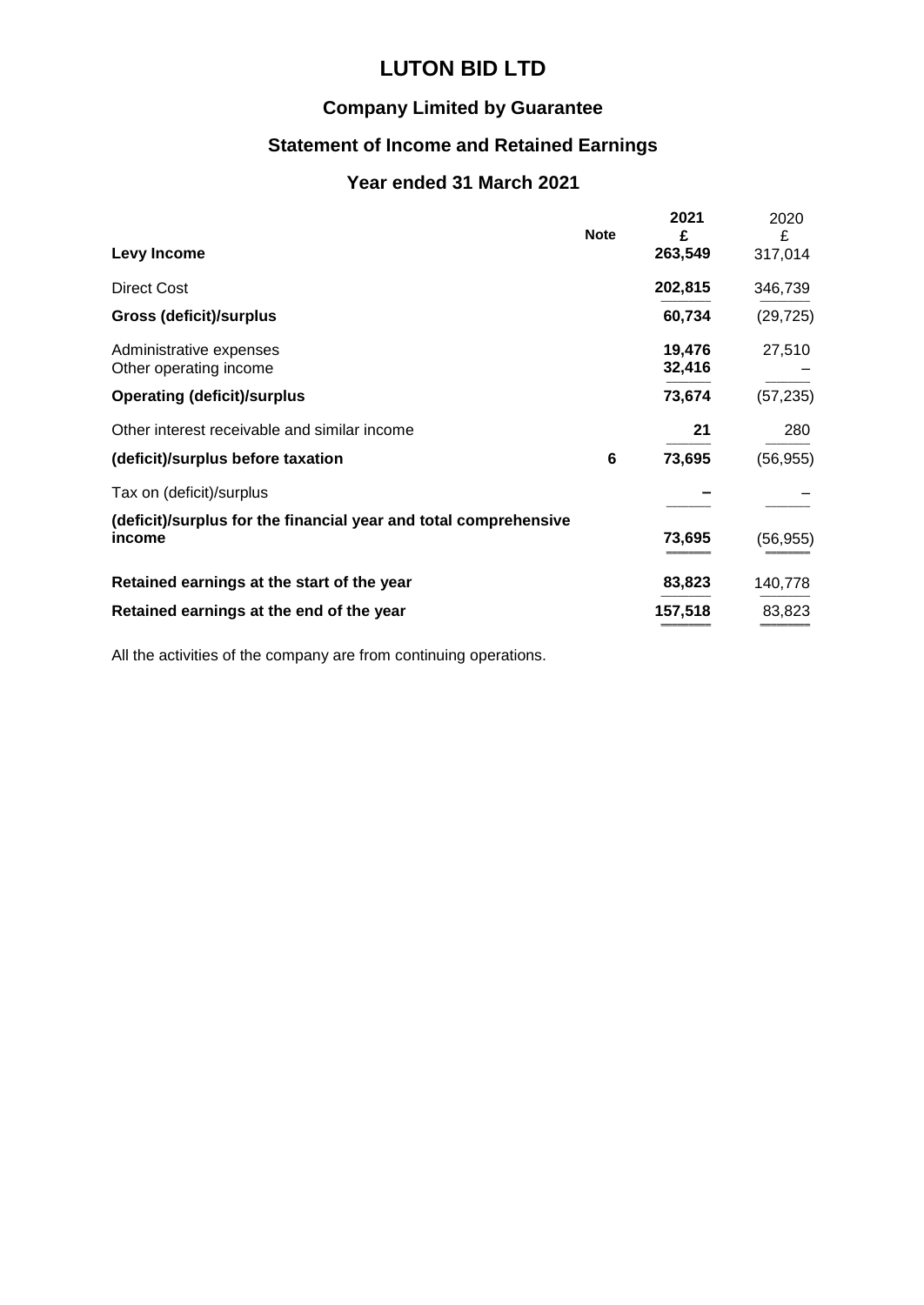# LUTON BID LTD

## Company Limited by Guarantee

## Statement of Income and Retained Earnings

## Year ended 31 March 2021

| | Note | 2021<br>£ | 2020<br>£ |
|---|---|---|---|
| **Levy Income** | | **263,549** | 317,014 |
| Direct Cost | | **202,815** | 346,739 |
| **Gross (deficit)/surplus** | | **60,734** | (29,725) |
| Administrative expenses | | **19,476** | 27,510 |
| Other operating income | | **32,416** | – |
| **Operating (deficit)/surplus** | | **73,674** | (57,235) |
| Other interest receivable and similar income | | **21** | 280 |
| **(deficit)/surplus before taxation** | **6** | **73,695** | (56,955) |
| Tax on (deficit)/surplus | | **–** | – |
| **(deficit)/surplus for the financial year and total comprehensive income** | | **73,695** | (56,955) |
| **Retained earnings at the start of the year** | | **83,823** | 140,778 |
| **Retained earnings at the end of the year** | | **157,518** | 83,823 |

All the activities of the company are from continuing operations.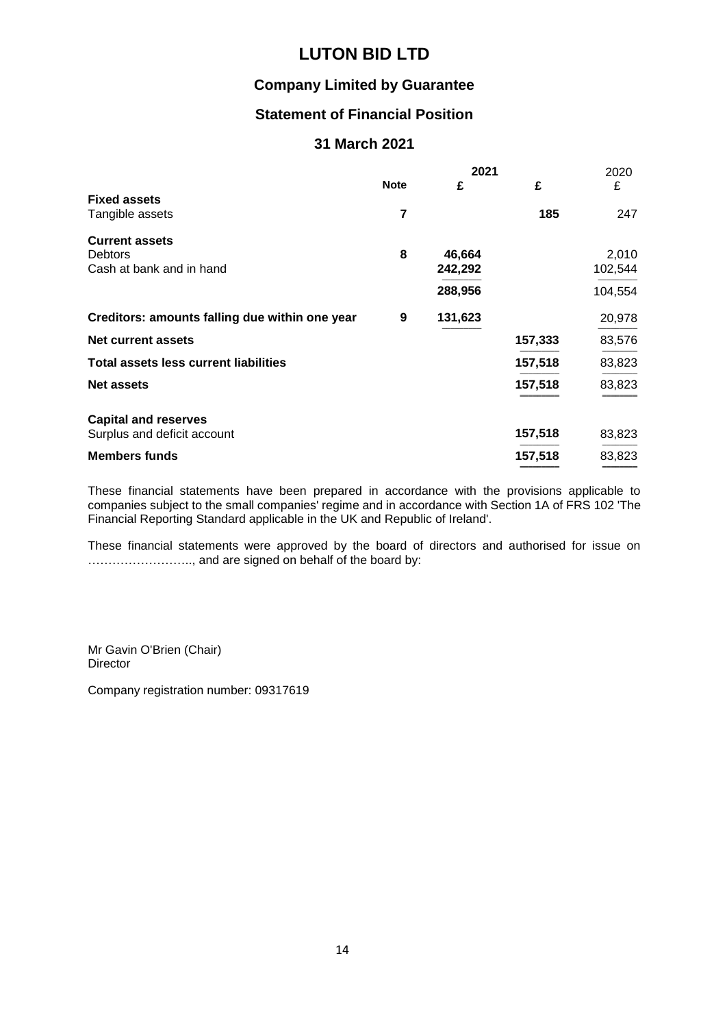# LUTON BID LTD

## Company Limited by Guarantee

## Statement of Financial Position

## 31 March 2021

| | Note | 2021 £ | 2021 £ | 2020 £ |
|---|---|---|---|---|
| **Fixed assets** | | | | |
| Tangible assets | 7 | | **185** | 247 |
| **Current assets** | | | | |
| Debtors | 8 | **46,664** | | 2,010 |
| Cash at bank and in hand | | **242,292** | | 102,544 |
| | | **288,956** | | 104,554 |
| **Creditors: amounts falling due within one year** | 9 | **131,623** | | 20,978 |
| **Net current assets** | | | **157,333** | 83,576 |
| **Total assets less current liabilities** | | | **157,518** | 83,823 |
| **Net assets** | | | **157,518** | 83,823 |
| **Capital and reserves** | | | | |
| Surplus and deficit account | | | **157,518** | 83,823 |
| **Members funds** | | | **157,518** | 83,823 |

These financial statements have been prepared in accordance with the provisions applicable to companies subject to the small companies' regime and in accordance with Section 1A of FRS 102 'The Financial Reporting Standard applicable in the UK and Republic of Ireland'.

These financial statements were approved by the board of directors and authorised for issue on …………………….., and are signed on behalf of the board by:

Mr Gavin O'Brien (Chair)
Director

Company registration number: 09317619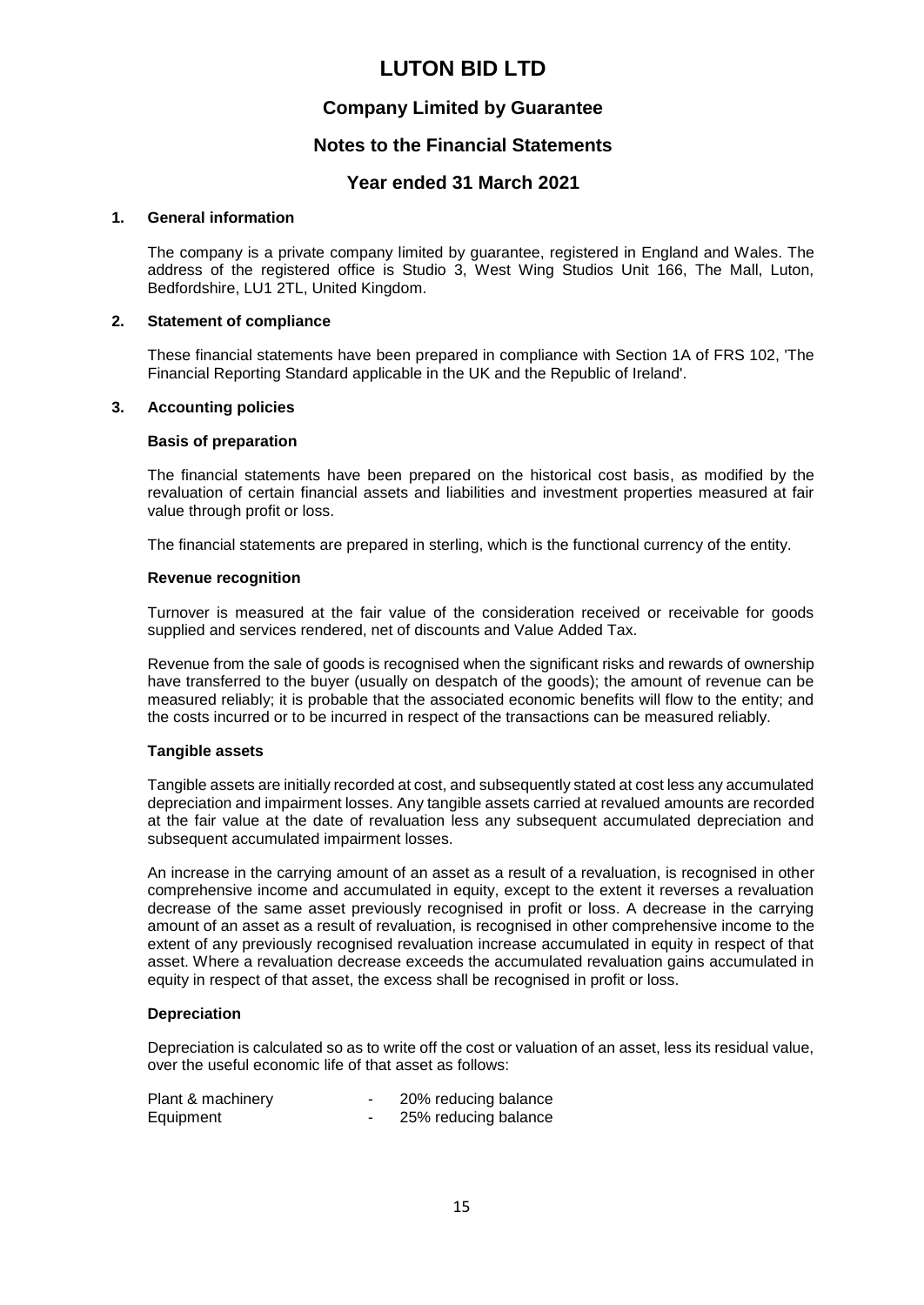# LUTON BID LTD

## Company Limited by Guarantee

## Notes to the Financial Statements

## Year ended 31 March 2021

### 1. General information

The company is a private company limited by guarantee, registered in England and Wales. The address of the registered office is Studio 3, West Wing Studios Unit 166, The Mall, Luton, Bedfordshire, LU1 2TL, United Kingdom.

### 2. Statement of compliance

These financial statements have been prepared in compliance with Section 1A of FRS 102, 'The Financial Reporting Standard applicable in the UK and the Republic of Ireland'.

### 3. Accounting policies

**Basis of preparation**

The financial statements have been prepared on the historical cost basis, as modified by the revaluation of certain financial assets and liabilities and investment properties measured at fair value through profit or loss.

The financial statements are prepared in sterling, which is the functional currency of the entity.

**Revenue recognition**

Turnover is measured at the fair value of the consideration received or receivable for goods supplied and services rendered, net of discounts and Value Added Tax.

Revenue from the sale of goods is recognised when the significant risks and rewards of ownership have transferred to the buyer (usually on despatch of the goods); the amount of revenue can be measured reliably; it is probable that the associated economic benefits will flow to the entity; and the costs incurred or to be incurred in respect of the transactions can be measured reliably.

**Tangible assets**

Tangible assets are initially recorded at cost, and subsequently stated at cost less any accumulated depreciation and impairment losses. Any tangible assets carried at revalued amounts are recorded at the fair value at the date of revaluation less any subsequent accumulated depreciation and subsequent accumulated impairment losses.

An increase in the carrying amount of an asset as a result of a revaluation, is recognised in other comprehensive income and accumulated in equity, except to the extent it reverses a revaluation decrease of the same asset previously recognised in profit or loss. A decrease in the carrying amount of an asset as a result of revaluation, is recognised in other comprehensive income to the extent of any previously recognised revaluation increase accumulated in equity in respect of that asset. Where a revaluation decrease exceeds the accumulated revaluation gains accumulated in equity in respect of that asset, the excess shall be recognised in profit or loss.

**Depreciation**

Depreciation is calculated so as to write off the cost or valuation of an asset, less its residual value, over the useful economic life of that asset as follows:

| | | |
|---|---|---|
| Plant & machinery | - | 20% reducing balance |
| Equipment | - | 25% reducing balance |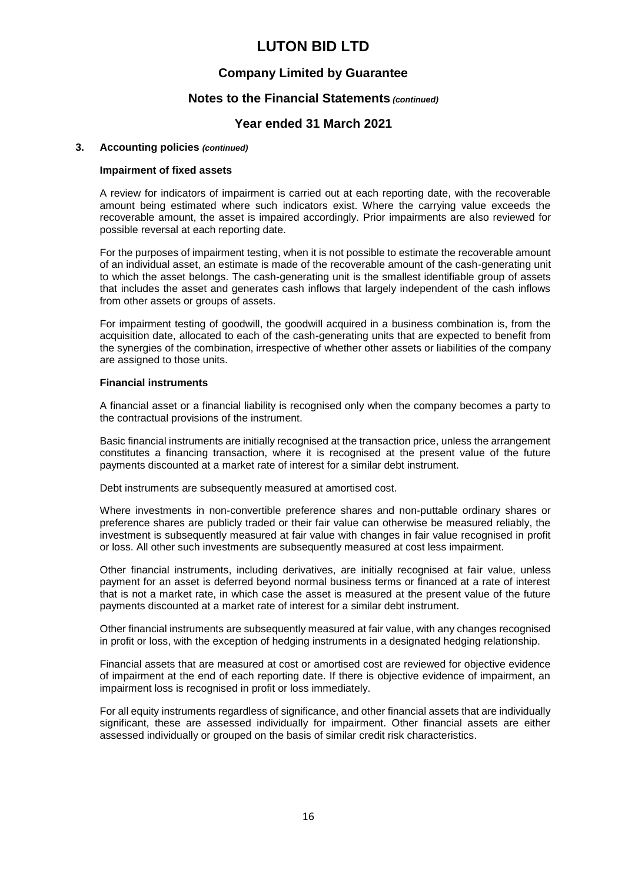# LUTON BID LTD

## Company Limited by Guarantee

## Notes to the Financial Statements *(continued)*

## Year ended 31 March 2021

### 3. Accounting policies *(continued)*

#### Impairment of fixed assets

A review for indicators of impairment is carried out at each reporting date, with the recoverable amount being estimated where such indicators exist. Where the carrying value exceeds the recoverable amount, the asset is impaired accordingly. Prior impairments are also reviewed for possible reversal at each reporting date.

For the purposes of impairment testing, when it is not possible to estimate the recoverable amount of an individual asset, an estimate is made of the recoverable amount of the cash-generating unit to which the asset belongs. The cash-generating unit is the smallest identifiable group of assets that includes the asset and generates cash inflows that largely independent of the cash inflows from other assets or groups of assets.

For impairment testing of goodwill, the goodwill acquired in a business combination is, from the acquisition date, allocated to each of the cash-generating units that are expected to benefit from the synergies of the combination, irrespective of whether other assets or liabilities of the company are assigned to those units.

#### Financial instruments

A financial asset or a financial liability is recognised only when the company becomes a party to the contractual provisions of the instrument.

Basic financial instruments are initially recognised at the transaction price, unless the arrangement constitutes a financing transaction, where it is recognised at the present value of the future payments discounted at a market rate of interest for a similar debt instrument.

Debt instruments are subsequently measured at amortised cost.

Where investments in non-convertible preference shares and non-puttable ordinary shares or preference shares are publicly traded or their fair value can otherwise be measured reliably, the investment is subsequently measured at fair value with changes in fair value recognised in profit or loss. All other such investments are subsequently measured at cost less impairment.

Other financial instruments, including derivatives, are initially recognised at fair value, unless payment for an asset is deferred beyond normal business terms or financed at a rate of interest that is not a market rate, in which case the asset is measured at the present value of the future payments discounted at a market rate of interest for a similar debt instrument.

Other financial instruments are subsequently measured at fair value, with any changes recognised in profit or loss, with the exception of hedging instruments in a designated hedging relationship.

Financial assets that are measured at cost or amortised cost are reviewed for objective evidence of impairment at the end of each reporting date. If there is objective evidence of impairment, an impairment loss is recognised in profit or loss immediately.

For all equity instruments regardless of significance, and other financial assets that are individually significant, these are assessed individually for impairment. Other financial assets are either assessed individually or grouped on the basis of similar credit risk characteristics.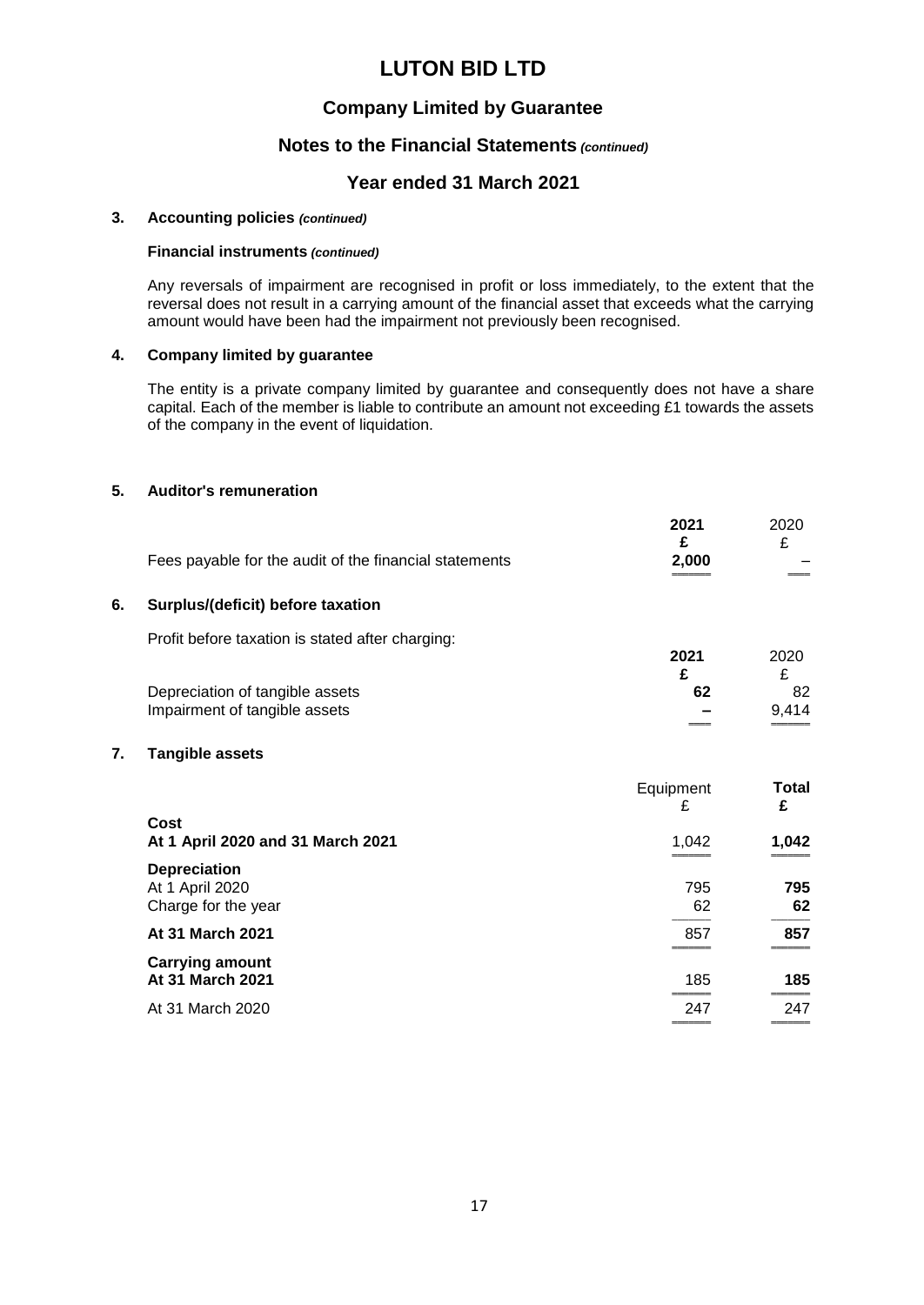# LUTON BID LTD

## Company Limited by Guarantee

## Notes to the Financial Statements *(continued)*

## Year ended 31 March 2021

### 3. Accounting policies *(continued)*

**Financial instruments** *(continued)*

Any reversals of impairment are recognised in profit or loss immediately, to the extent that the reversal does not result in a carrying amount of the financial asset that exceeds what the carrying amount would have been had the impairment not previously been recognised.

### 4. Company limited by guarantee

The entity is a private company limited by guarantee and consequently does not have a share capital. Each of the member is liable to contribute an amount not exceeding £1 towards the assets of the company in the event of liquidation.

### 5. Auditor's remuneration

| | 2021 | 2020 |
|---|---|---|
| | £ | £ |
| Fees payable for the audit of the financial statements | 2,000 | – |

### 6. Surplus/(deficit) before taxation

Profit before taxation is stated after charging:

| | 2021 | 2020 |
|---|---|---|
| | £ | £ |
| Depreciation of tangible assets | 62 | 82 |
| Impairment of tangible assets | – | 9,414 |

### 7. Tangible assets

| | Equipment | Total |
|---|---|---|
| | £ | £ |
| **Cost** | | |
| **At 1 April 2020 and 31 March 2021** | 1,042 | 1,042 |
| **Depreciation** | | |
| At 1 April 2020 | 795 | 795 |
| Charge for the year | 62 | 62 |
| **At 31 March 2021** | 857 | 857 |
| **Carrying amount** | | |
| **At 31 March 2021** | 185 | 185 |
| At 31 March 2020 | 247 | 247 |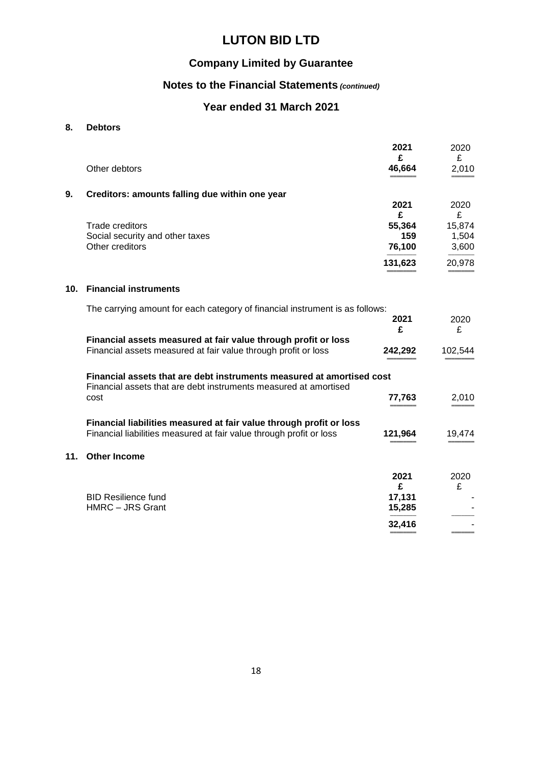# LUTON BID LTD

## Company Limited by Guarantee

## Notes to the Financial Statements *(continued)*

## Year ended 31 March 2021

### 8. Debtors

| | 2021 | 2020 |
|---|---|---|
| | **£** | £ |
| Other debtors | **46,664** | 2,010 |

### 9. Creditors: amounts falling due within one year

| | 2021 | 2020 |
|---|---|---|
| | **£** | £ |
| Trade creditors | **55,364** | 15,874 |
| Social security and other taxes | **159** | 1,504 |
| Other creditors | **76,100** | 3,600 |
| | **131,623** | 20,978 |

### 10. Financial instruments

The carrying amount for each category of financial instrument is as follows:

| | 2021 | 2020 |
|---|---|---|
| | **£** | £ |
| **Financial assets measured at fair value through profit or loss** | | |
| Financial assets measured at fair value through profit or loss | **242,292** | 102,544 |
| **Financial assets that are debt instruments measured at amortised cost** | | |
| Financial assets that are debt instruments measured at amortised cost | **77,763** | 2,010 |
| **Financial liabilities measured at fair value through profit or loss** | | |
| Financial liabilities measured at fair value through profit or loss | **121,964** | 19,474 |

### 11. Other Income

| | 2021 | 2020 |
|---|---|---|
| | **£** | £ |
| BID Resilience fund | **17,131** | - |
| HMRC – JRS Grant | **15,285** | - |
| | **32,416** | - |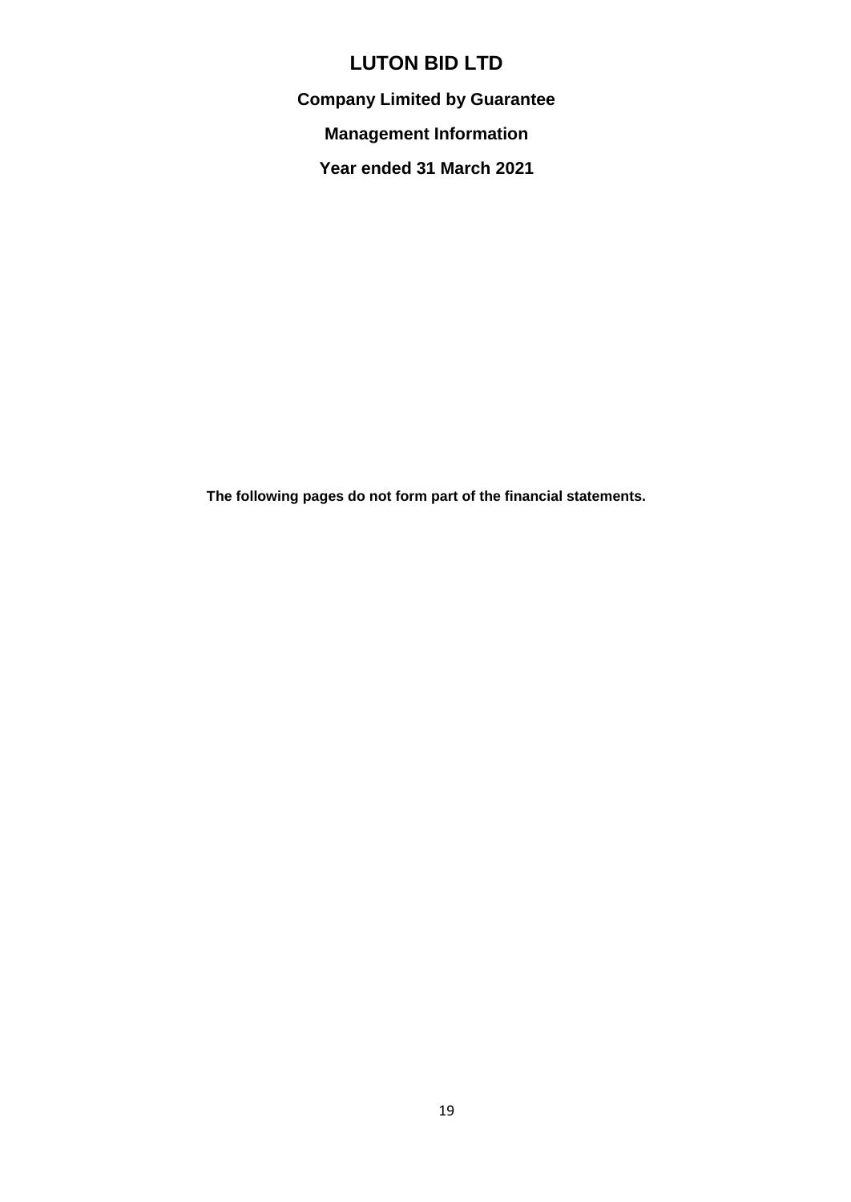# LUTON BID LTD

**Company Limited by Guarantee**

**Management Information**

**Year ended 31 March 2021**

**The following pages do not form part of the financial statements.**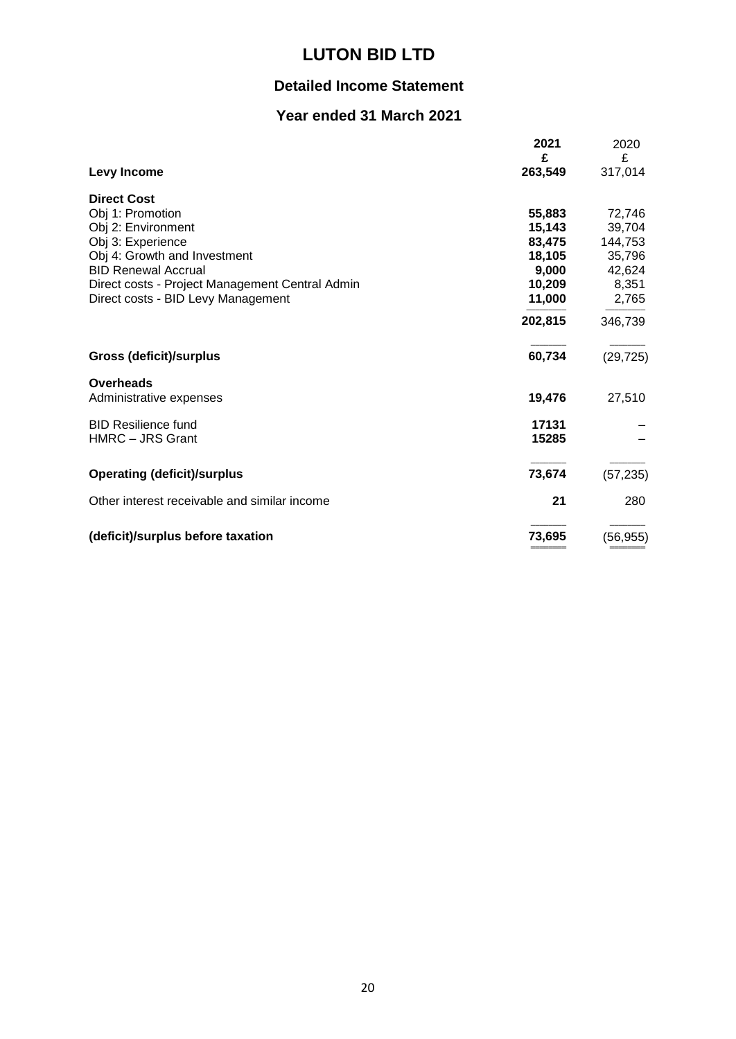# LUTON BID LTD

## Detailed Income Statement

### Year ended 31 March 2021

| | 2021 | 2020 |
|---|---|---|
| | £ | £ |
| **Levy Income** | **263,549** | 317,014 |
| **Direct Cost** | | |
| Obj 1: Promotion | **55,883** | 72,746 |
| Obj 2: Environment | **15,143** | 39,704 |
| Obj 3: Experience | **83,475** | 144,753 |
| Obj 4: Growth and Investment | **18,105** | 35,796 |
| BID Renewal Accrual | **9,000** | 42,624 |
| Direct costs - Project Management Central Admin | **10,209** | 8,351 |
| Direct costs - BID Levy Management | **11,000** | 2,765 |
| | **202,815** | 346,739 |
| **Gross (deficit)/surplus** | **60,734** | (29,725) |
| **Overheads** | | |
| Administrative expenses | **19,476** | 27,510 |
| BID Resilience fund | **17131** | – |
| HMRC – JRS Grant | **15285** | – |
| **Operating (deficit)/surplus** | **73,674** | (57,235) |
| Other interest receivable and similar income | **21** | 280 |
| **(deficit)/surplus before taxation** | **73,695** | (56,955) |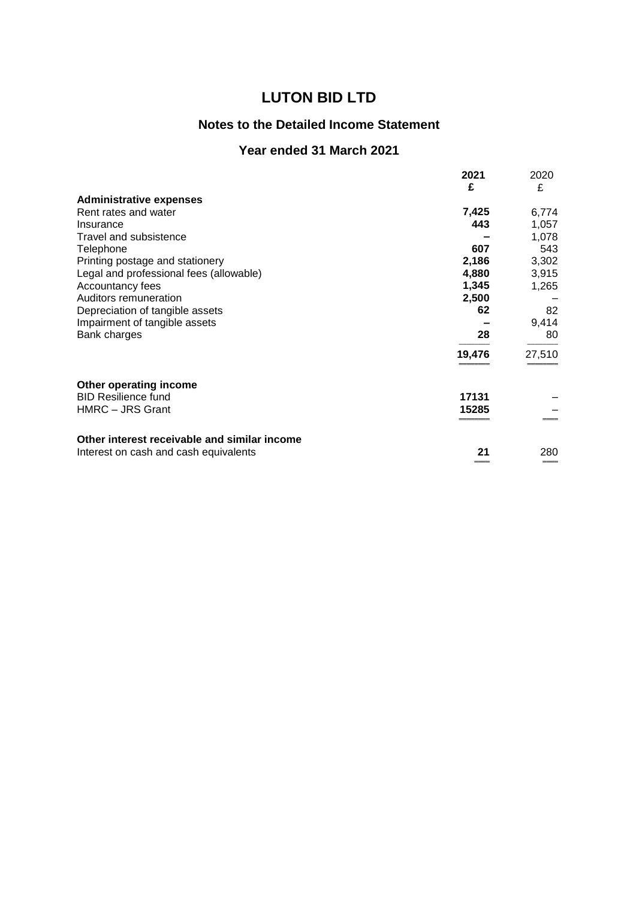# LUTON BID LTD

## Notes to the Detailed Income Statement

## Year ended 31 March 2021

| | 2021<br>£ | 2020<br>£ |
|---|---|---|
| **Administrative expenses** | | |
| Rent rates and water | **7,425** | 6,774 |
| Insurance | **443** | 1,057 |
| Travel and subsistence | **–** | 1,078 |
| Telephone | **607** | 543 |
| Printing postage and stationery | **2,186** | 3,302 |
| Legal and professional fees (allowable) | **4,880** | 3,915 |
| Accountancy fees | **1,345** | 1,265 |
| Auditors remuneration | **2,500** | – |
| Depreciation of tangible assets | **62** | 82 |
| Impairment of tangible assets | **–** | 9,414 |
| Bank charges | **28** | 80 |
| | **19,476** | 27,510 |
| **Other operating income** | | |
| BID Resilience fund | **17131** | – |
| HMRC – JRS Grant | **15285** | – |
| **Other interest receivable and similar income** | | |
| Interest on cash and cash equivalents | **21** | 280 |